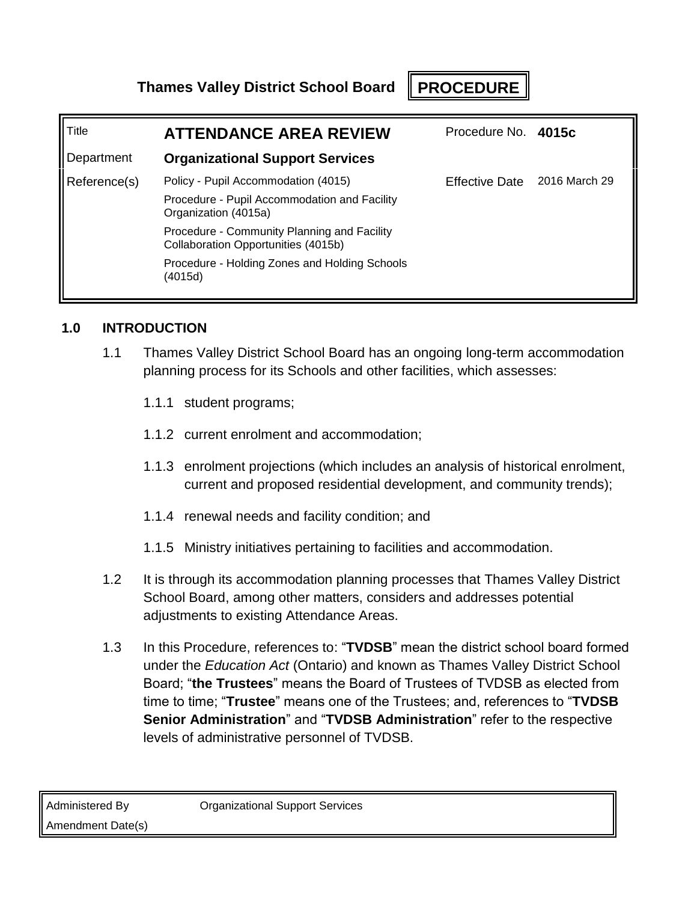**Thames Valley District School Board** **PROCEDURE**

| Title | **ATTENDANCE AREA REVIEW** | Procedure No. | **4015c** |
|---|---|---|---|
| Department | **Organizational Support Services** | | |
| Reference(s) | Policy - Pupil Accommodation (4015)<br>Procedure - Pupil Accommodation and Facility Organization (4015a)<br>Procedure - Community Planning and Facility Collaboration Opportunities (4015b)<br>Procedure - Holding Zones and Holding Schools (4015d) | Effective Date | 2016 March 29 |

## 1.0 INTRODUCTION

1.1 Thames Valley District School Board has an ongoing long-term accommodation planning process for its Schools and other facilities, which assesses:

- 1.1.1 student programs;
- 1.1.2 current enrolment and accommodation;
- 1.1.3 enrolment projections (which includes an analysis of historical enrolment, current and proposed residential development, and community trends);
- 1.1.4 renewal needs and facility condition; and
- 1.1.5 Ministry initiatives pertaining to facilities and accommodation.

1.2 It is through its accommodation planning processes that Thames Valley District School Board, among other matters, considers and addresses potential adjustments to existing Attendance Areas.

1.3 In this Procedure, references to: "**TVDSB**" mean the district school board formed under the *Education Act* (Ontario) and known as Thames Valley District School Board; "**the Trustees**" means the Board of Trustees of TVDSB as elected from time to time; "**Trustee**" means one of the Trustees; and, references to "**TVDSB Senior Administration**" and "**TVDSB Administration**" refer to the respective levels of administrative personnel of TVDSB.

| Administered By | Organizational Support Services |
|---|---|
| Amendment Date(s) | |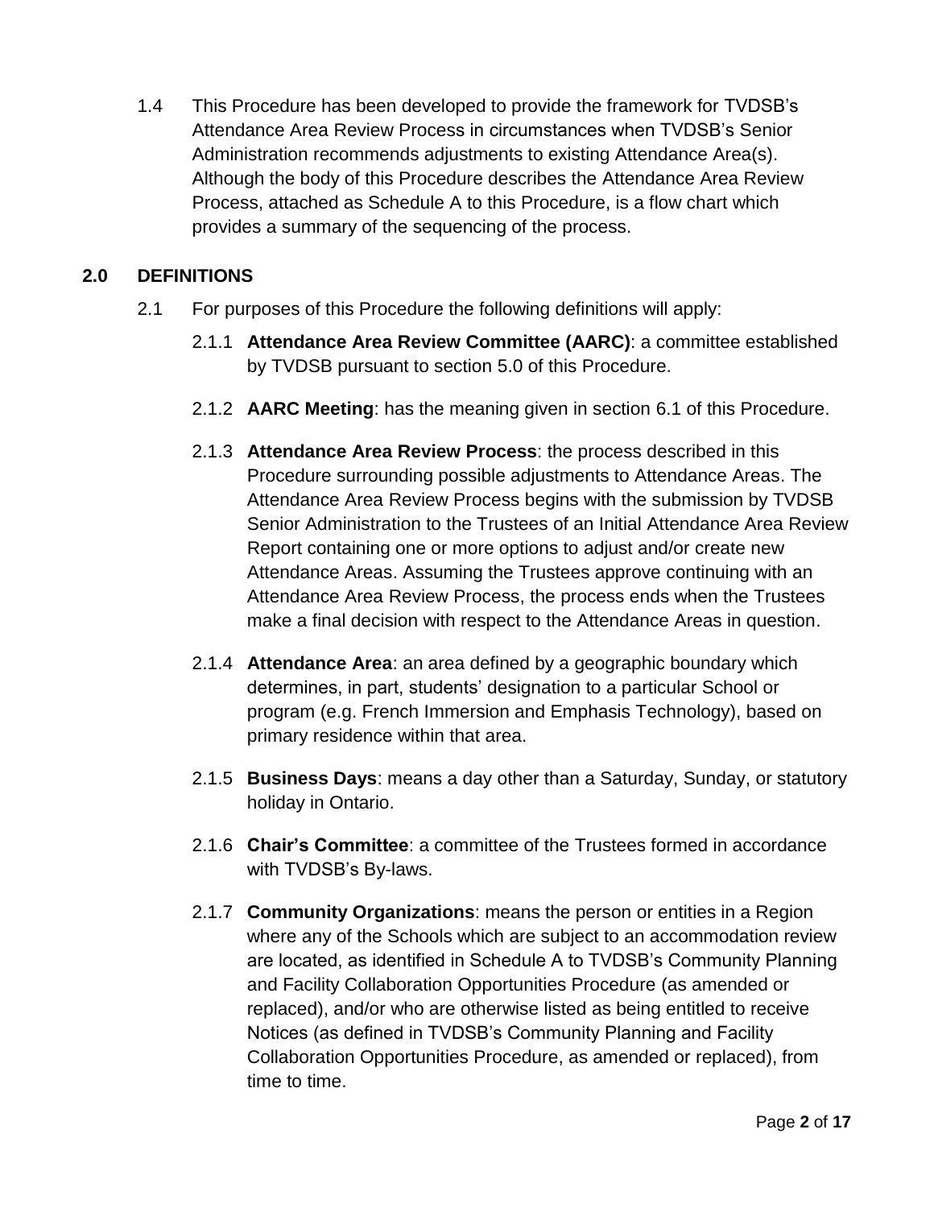1.4 This Procedure has been developed to provide the framework for TVDSB's Attendance Area Review Process in circumstances when TVDSB's Senior Administration recommends adjustments to existing Attendance Area(s). Although the body of this Procedure describes the Attendance Area Review Process, attached as Schedule A to this Procedure, is a flow chart which provides a summary of the sequencing of the process.

## 2.0 DEFINITIONS

2.1 For purposes of this Procedure the following definitions will apply:

2.1.1 **Attendance Area Review Committee (AARC)**: a committee established by TVDSB pursuant to section 5.0 of this Procedure.

2.1.2 **AARC Meeting**: has the meaning given in section 6.1 of this Procedure.

2.1.3 **Attendance Area Review Process**: the process described in this Procedure surrounding possible adjustments to Attendance Areas. The Attendance Area Review Process begins with the submission by TVDSB Senior Administration to the Trustees of an Initial Attendance Area Review Report containing one or more options to adjust and/or create new Attendance Areas. Assuming the Trustees approve continuing with an Attendance Area Review Process, the process ends when the Trustees make a final decision with respect to the Attendance Areas in question.

2.1.4 **Attendance Area**: an area defined by a geographic boundary which determines, in part, students' designation to a particular School or program (e.g. French Immersion and Emphasis Technology), based on primary residence within that area.

2.1.5 **Business Days**: means a day other than a Saturday, Sunday, or statutory holiday in Ontario.

2.1.6 **Chair's Committee**: a committee of the Trustees formed in accordance with TVDSB's By-laws.

2.1.7 **Community Organizations**: means the person or entities in a Region where any of the Schools which are subject to an accommodation review are located, as identified in Schedule A to TVDSB's Community Planning and Facility Collaboration Opportunities Procedure (as amended or replaced), and/or who are otherwise listed as being entitled to receive Notices (as defined in TVDSB's Community Planning and Facility Collaboration Opportunities Procedure, as amended or replaced), from time to time.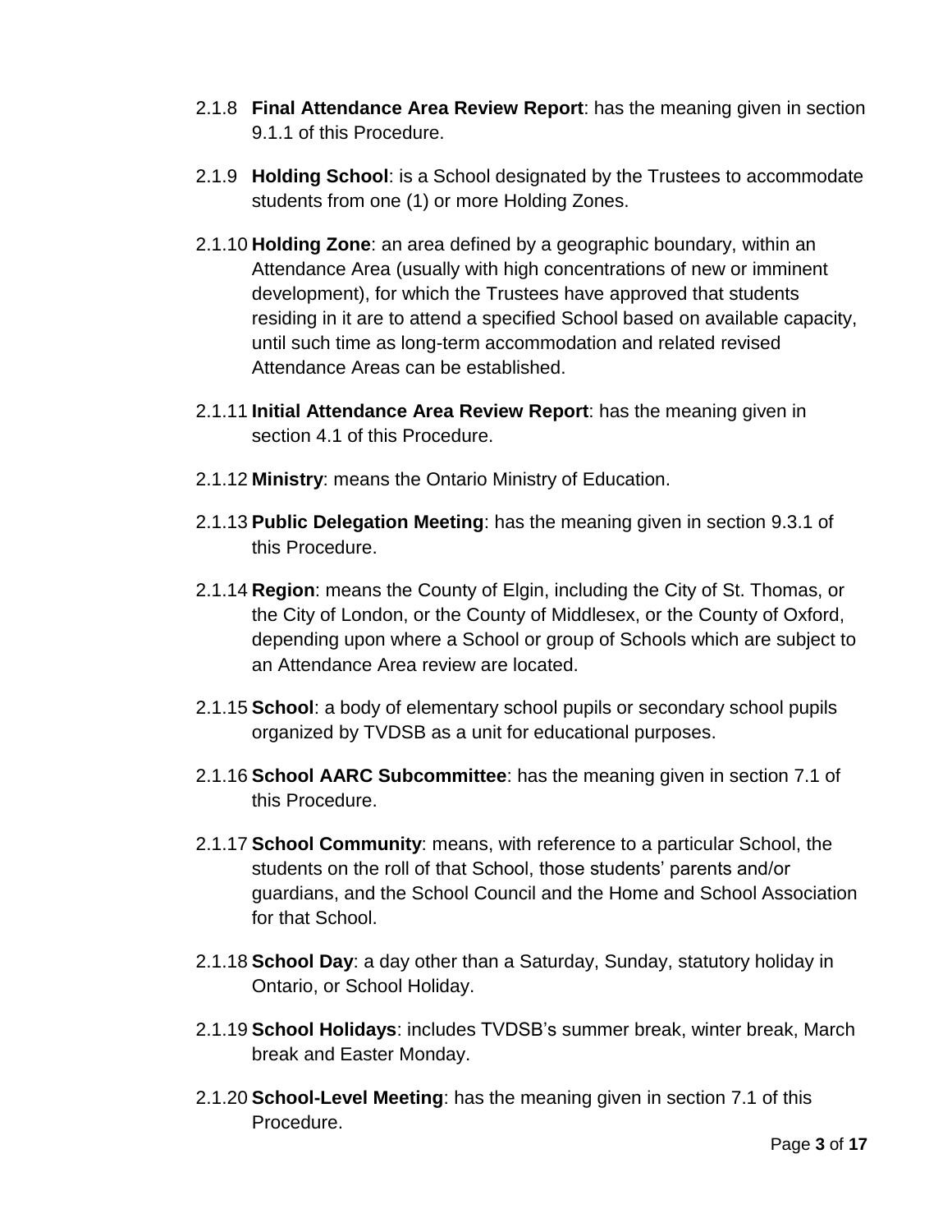2.1.8 **Final Attendance Area Review Report**: has the meaning given in section 9.1.1 of this Procedure.

2.1.9 **Holding School**: is a School designated by the Trustees to accommodate students from one (1) or more Holding Zones.

2.1.10 **Holding Zone**: an area defined by a geographic boundary, within an Attendance Area (usually with high concentrations of new or imminent development), for which the Trustees have approved that students residing in it are to attend a specified School based on available capacity, until such time as long-term accommodation and related revised Attendance Areas can be established.

2.1.11 **Initial Attendance Area Review Report**: has the meaning given in section 4.1 of this Procedure.

2.1.12 **Ministry**: means the Ontario Ministry of Education.

2.1.13 **Public Delegation Meeting**: has the meaning given in section 9.3.1 of this Procedure.

2.1.14 **Region**: means the County of Elgin, including the City of St. Thomas, or the City of London, or the County of Middlesex, or the County of Oxford, depending upon where a School or group of Schools which are subject to an Attendance Area review are located.

2.1.15 **School**: a body of elementary school pupils or secondary school pupils organized by TVDSB as a unit for educational purposes.

2.1.16 **School AARC Subcommittee**: has the meaning given in section 7.1 of this Procedure.

2.1.17 **School Community**: means, with reference to a particular School, the students on the roll of that School, those students' parents and/or guardians, and the School Council and the Home and School Association for that School.

2.1.18 **School Day**: a day other than a Saturday, Sunday, statutory holiday in Ontario, or School Holiday.

2.1.19 **School Holidays**: includes TVDSB's summer break, winter break, March break and Easter Monday.

2.1.20 **School-Level Meeting**: has the meaning given in section 7.1 of this Procedure.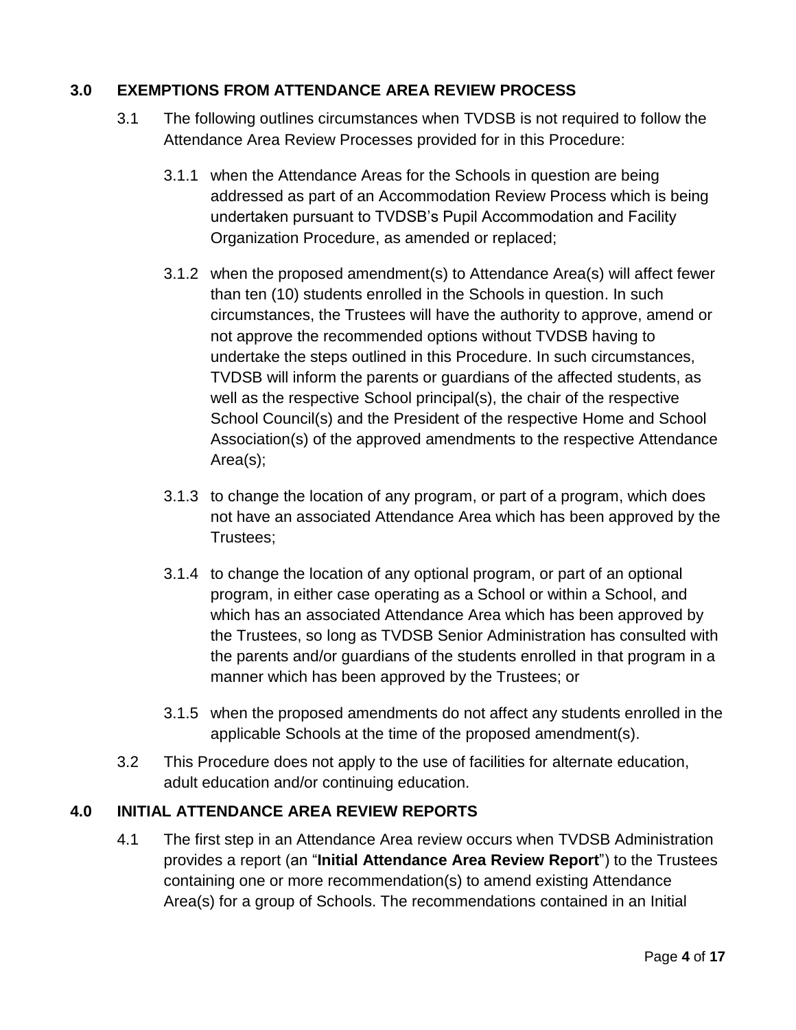## 3.0 EXEMPTIONS FROM ATTENDANCE AREA REVIEW PROCESS

3.1 The following outlines circumstances when TVDSB is not required to follow the Attendance Area Review Processes provided for in this Procedure:

3.1.1 when the Attendance Areas for the Schools in question are being addressed as part of an Accommodation Review Process which is being undertaken pursuant to TVDSB's Pupil Accommodation and Facility Organization Procedure, as amended or replaced;

3.1.2 when the proposed amendment(s) to Attendance Area(s) will affect fewer than ten (10) students enrolled in the Schools in question. In such circumstances, the Trustees will have the authority to approve, amend or not approve the recommended options without TVDSB having to undertake the steps outlined in this Procedure. In such circumstances, TVDSB will inform the parents or guardians of the affected students, as well as the respective School principal(s), the chair of the respective School Council(s) and the President of the respective Home and School Association(s) of the approved amendments to the respective Attendance Area(s);

3.1.3 to change the location of any program, or part of a program, which does not have an associated Attendance Area which has been approved by the Trustees;

3.1.4 to change the location of any optional program, or part of an optional program, in either case operating as a School or within a School, and which has an associated Attendance Area which has been approved by the Trustees, so long as TVDSB Senior Administration has consulted with the parents and/or guardians of the students enrolled in that program in a manner which has been approved by the Trustees; or

3.1.5 when the proposed amendments do not affect any students enrolled in the applicable Schools at the time of the proposed amendment(s).

3.2 This Procedure does not apply to the use of facilities for alternate education, adult education and/or continuing education.

## 4.0 INITIAL ATTENDANCE AREA REVIEW REPORTS

4.1 The first step in an Attendance Area review occurs when TVDSB Administration provides a report (an "**Initial Attendance Area Review Report**") to the Trustees containing one or more recommendation(s) to amend existing Attendance Area(s) for a group of Schools. The recommendations contained in an Initial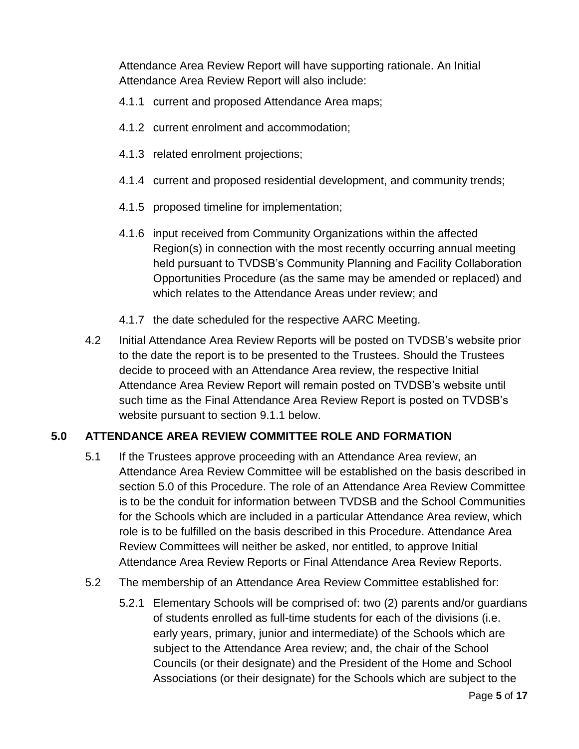Attendance Area Review Report will have supporting rationale. An Initial Attendance Area Review Report will also include:

- 4.1.1 current and proposed Attendance Area maps;
- 4.1.2 current enrolment and accommodation;
- 4.1.3 related enrolment projections;
- 4.1.4 current and proposed residential development, and community trends;
- 4.1.5 proposed timeline for implementation;
- 4.1.6 input received from Community Organizations within the affected Region(s) in connection with the most recently occurring annual meeting held pursuant to TVDSB's Community Planning and Facility Collaboration Opportunities Procedure (as the same may be amended or replaced) and which relates to the Attendance Areas under review; and
- 4.1.7 the date scheduled for the respective AARC Meeting.

4.2 Initial Attendance Area Review Reports will be posted on TVDSB's website prior to the date the report is to be presented to the Trustees. Should the Trustees decide to proceed with an Attendance Area review, the respective Initial Attendance Area Review Report will remain posted on TVDSB's website until such time as the Final Attendance Area Review Report is posted on TVDSB's website pursuant to section 9.1.1 below.

## 5.0 ATTENDANCE AREA REVIEW COMMITTEE ROLE AND FORMATION

5.1 If the Trustees approve proceeding with an Attendance Area review, an Attendance Area Review Committee will be established on the basis described in section 5.0 of this Procedure. The role of an Attendance Area Review Committee is to be the conduit for information between TVDSB and the School Communities for the Schools which are included in a particular Attendance Area review, which role is to be fulfilled on the basis described in this Procedure. Attendance Area Review Committees will neither be asked, nor entitled, to approve Initial Attendance Area Review Reports or Final Attendance Area Review Reports.

5.2 The membership of an Attendance Area Review Committee established for:

- 5.2.1 Elementary Schools will be comprised of: two (2) parents and/or guardians of students enrolled as full-time students for each of the divisions (i.e. early years, primary, junior and intermediate) of the Schools which are subject to the Attendance Area review; and, the chair of the School Councils (or their designate) and the President of the Home and School Associations (or their designate) for the Schools which are subject to the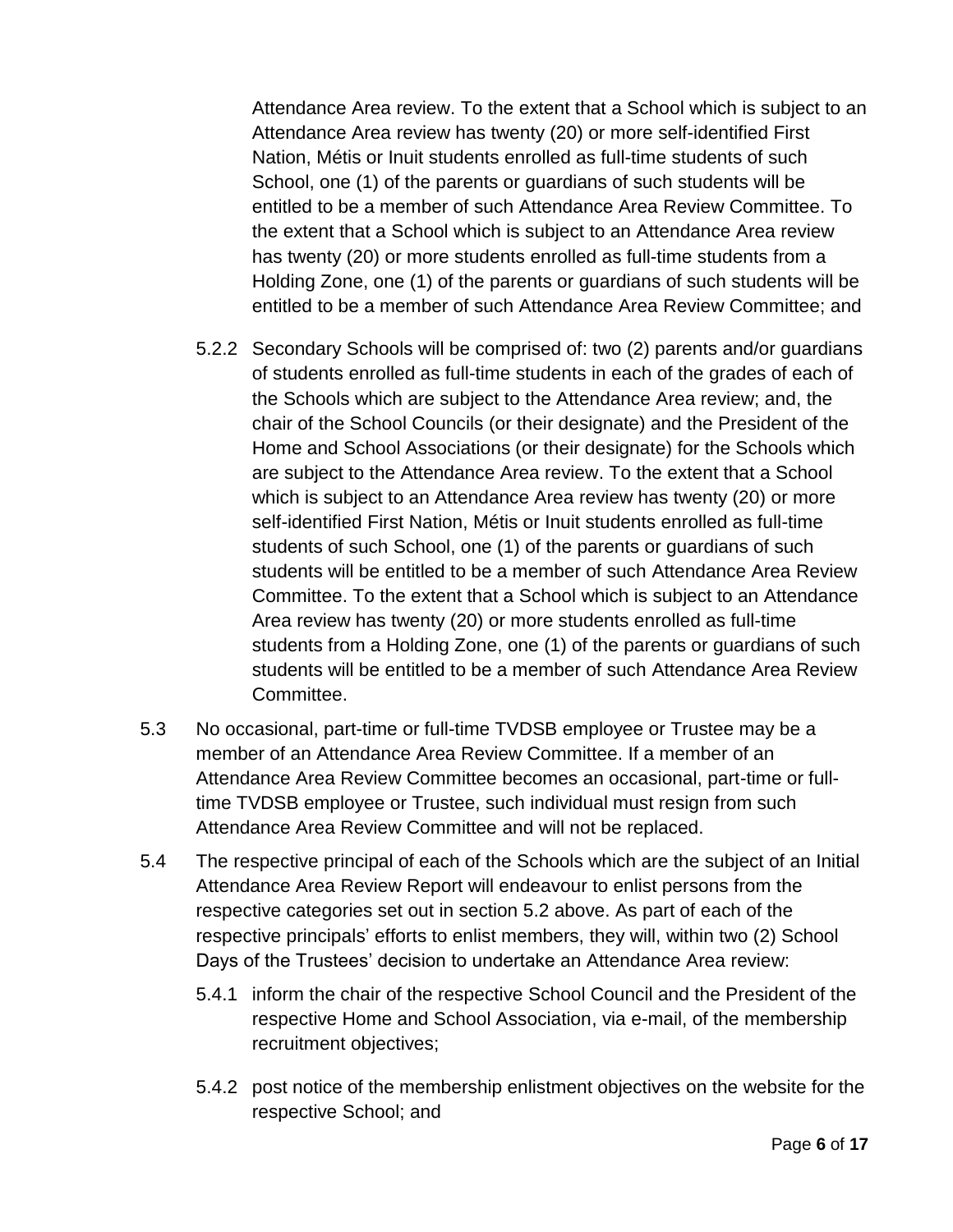Attendance Area review. To the extent that a School which is subject to an Attendance Area review has twenty (20) or more self-identified First Nation, Métis or Inuit students enrolled as full-time students of such School, one (1) of the parents or guardians of such students will be entitled to be a member of such Attendance Area Review Committee. To the extent that a School which is subject to an Attendance Area review has twenty (20) or more students enrolled as full-time students from a Holding Zone, one (1) of the parents or guardians of such students will be entitled to be a member of such Attendance Area Review Committee; and

5.2.2 Secondary Schools will be comprised of: two (2) parents and/or guardians of students enrolled as full-time students in each of the grades of each of the Schools which are subject to the Attendance Area review; and, the chair of the School Councils (or their designate) and the President of the Home and School Associations (or their designate) for the Schools which are subject to the Attendance Area review. To the extent that a School which is subject to an Attendance Area review has twenty (20) or more self-identified First Nation, Métis or Inuit students enrolled as full-time students of such School, one (1) of the parents or guardians of such students will be entitled to be a member of such Attendance Area Review Committee. To the extent that a School which is subject to an Attendance Area review has twenty (20) or more students enrolled as full-time students from a Holding Zone, one (1) of the parents or guardians of such students will be entitled to be a member of such Attendance Area Review Committee.

5.3 No occasional, part-time or full-time TVDSB employee or Trustee may be a member of an Attendance Area Review Committee. If a member of an Attendance Area Review Committee becomes an occasional, part-time or full-time TVDSB employee or Trustee, such individual must resign from such Attendance Area Review Committee and will not be replaced.

5.4 The respective principal of each of the Schools which are the subject of an Initial Attendance Area Review Report will endeavour to enlist persons from the respective categories set out in section 5.2 above. As part of each of the respective principals' efforts to enlist members, they will, within two (2) School Days of the Trustees' decision to undertake an Attendance Area review:

5.4.1 inform the chair of the respective School Council and the President of the respective Home and School Association, via e-mail, of the membership recruitment objectives;

5.4.2 post notice of the membership enlistment objectives on the website for the respective School; and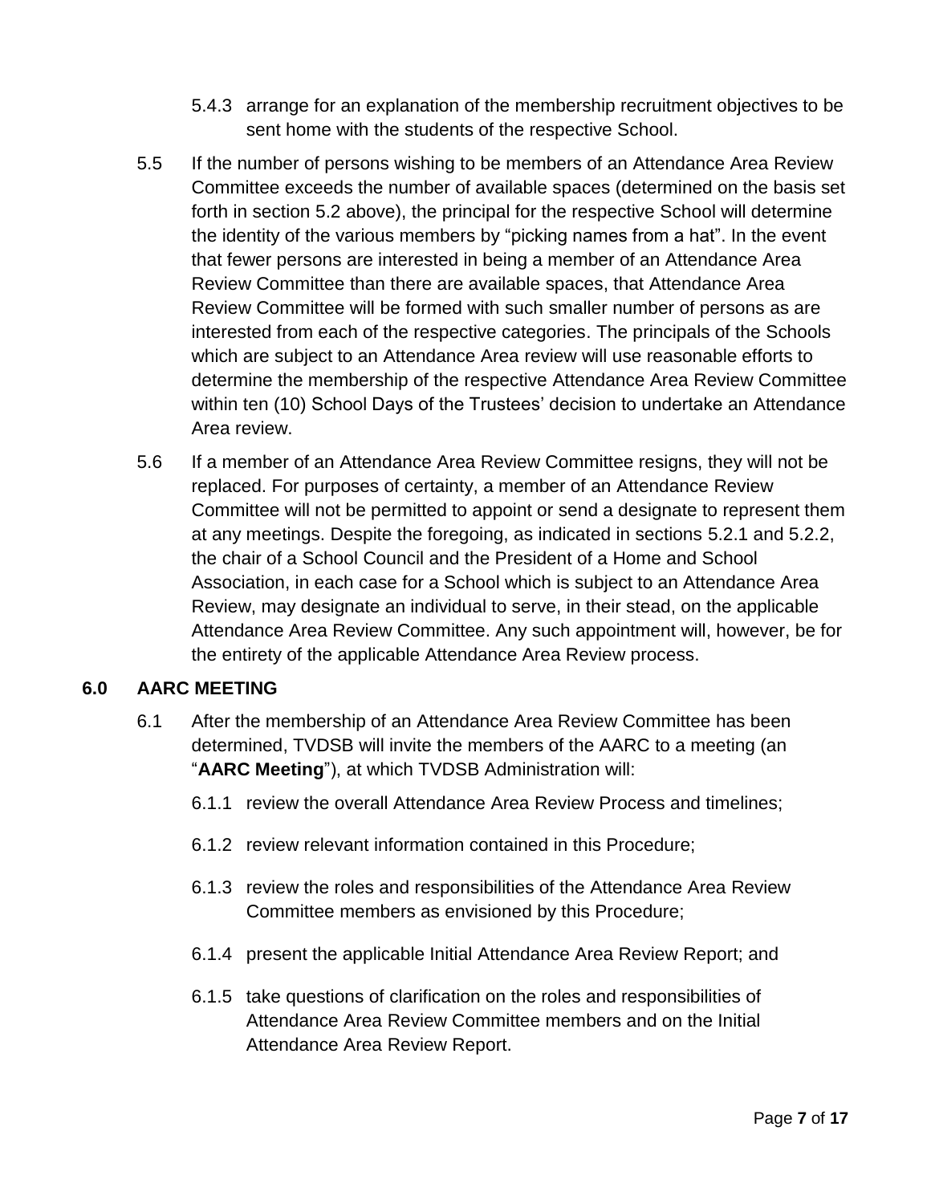5.4.3 arrange for an explanation of the membership recruitment objectives to be sent home with the students of the respective School.

5.5 If the number of persons wishing to be members of an Attendance Area Review Committee exceeds the number of available spaces (determined on the basis set forth in section 5.2 above), the principal for the respective School will determine the identity of the various members by "picking names from a hat". In the event that fewer persons are interested in being a member of an Attendance Area Review Committee than there are available spaces, that Attendance Area Review Committee will be formed with such smaller number of persons as are interested from each of the respective categories. The principals of the Schools which are subject to an Attendance Area review will use reasonable efforts to determine the membership of the respective Attendance Area Review Committee within ten (10) School Days of the Trustees' decision to undertake an Attendance Area review.

5.6 If a member of an Attendance Area Review Committee resigns, they will not be replaced. For purposes of certainty, a member of an Attendance Review Committee will not be permitted to appoint or send a designate to represent them at any meetings. Despite the foregoing, as indicated in sections 5.2.1 and 5.2.2, the chair of a School Council and the President of a Home and School Association, in each case for a School which is subject to an Attendance Area Review, may designate an individual to serve, in their stead, on the applicable Attendance Area Review Committee. Any such appointment will, however, be for the entirety of the applicable Attendance Area Review process.

## 6.0 AARC MEETING

6.1 After the membership of an Attendance Area Review Committee has been determined, TVDSB will invite the members of the AARC to a meeting (an "**AARC Meeting**"), at which TVDSB Administration will:

6.1.1 review the overall Attendance Area Review Process and timelines;

6.1.2 review relevant information contained in this Procedure;

6.1.3 review the roles and responsibilities of the Attendance Area Review Committee members as envisioned by this Procedure;

6.1.4 present the applicable Initial Attendance Area Review Report; and

6.1.5 take questions of clarification on the roles and responsibilities of Attendance Area Review Committee members and on the Initial Attendance Area Review Report.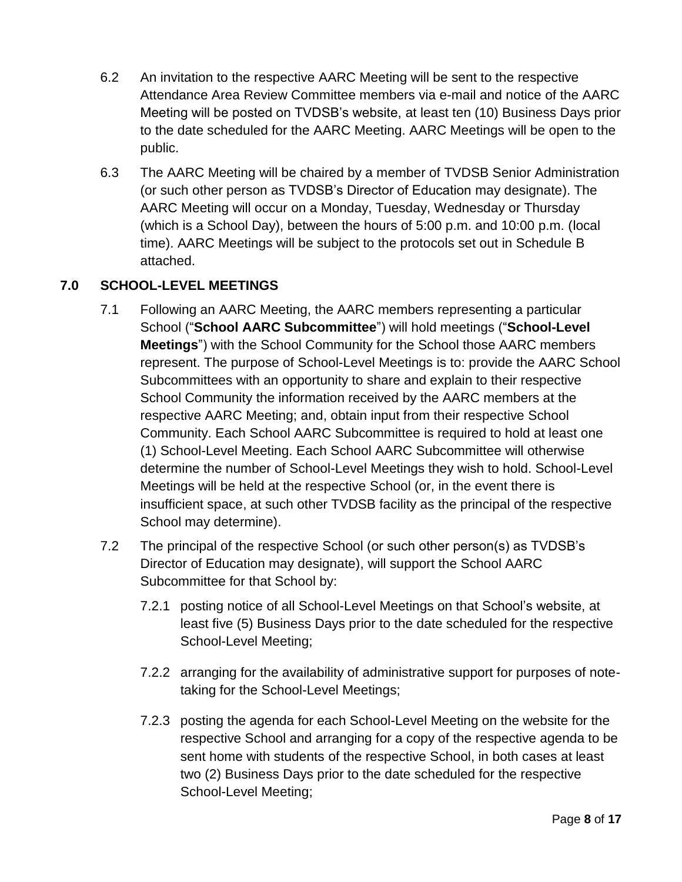6.2 An invitation to the respective AARC Meeting will be sent to the respective Attendance Area Review Committee members via e-mail and notice of the AARC Meeting will be posted on TVDSB's website, at least ten (10) Business Days prior to the date scheduled for the AARC Meeting. AARC Meetings will be open to the public.

6.3 The AARC Meeting will be chaired by a member of TVDSB Senior Administration (or such other person as TVDSB's Director of Education may designate). The AARC Meeting will occur on a Monday, Tuesday, Wednesday or Thursday (which is a School Day), between the hours of 5:00 p.m. and 10:00 p.m. (local time). AARC Meetings will be subject to the protocols set out in Schedule B attached.

## 7.0 SCHOOL-LEVEL MEETINGS

7.1 Following an AARC Meeting, the AARC members representing a particular School ("**School AARC Subcommittee**") will hold meetings ("**School-Level Meetings**") with the School Community for the School those AARC members represent. The purpose of School-Level Meetings is to: provide the AARC School Subcommittees with an opportunity to share and explain to their respective School Community the information received by the AARC members at the respective AARC Meeting; and, obtain input from their respective School Community. Each School AARC Subcommittee is required to hold at least one (1) School-Level Meeting. Each School AARC Subcommittee will otherwise determine the number of School-Level Meetings they wish to hold. School-Level Meetings will be held at the respective School (or, in the event there is insufficient space, at such other TVDSB facility as the principal of the respective School may determine).

7.2 The principal of the respective School (or such other person(s) as TVDSB's Director of Education may designate), will support the School AARC Subcommittee for that School by:

7.2.1 posting notice of all School-Level Meetings on that School's website, at least five (5) Business Days prior to the date scheduled for the respective School-Level Meeting;

7.2.2 arranging for the availability of administrative support for purposes of note-taking for the School-Level Meetings;

7.2.3 posting the agenda for each School-Level Meeting on the website for the respective School and arranging for a copy of the respective agenda to be sent home with students of the respective School, in both cases at least two (2) Business Days prior to the date scheduled for the respective School-Level Meeting;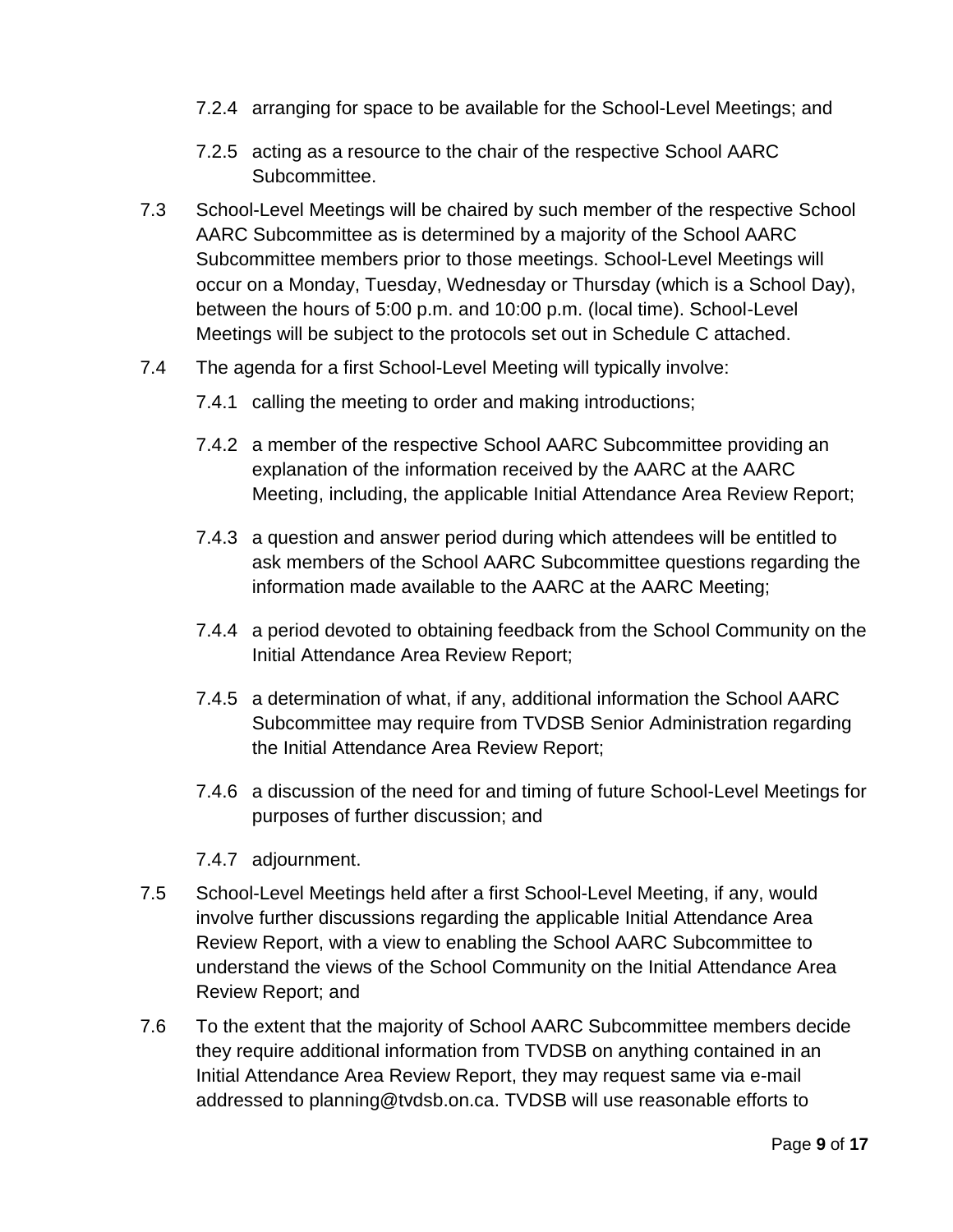7.2.4 arranging for space to be available for the School-Level Meetings; and

7.2.5 acting as a resource to the chair of the respective School AARC Subcommittee.

7.3 School-Level Meetings will be chaired by such member of the respective School AARC Subcommittee as is determined by a majority of the School AARC Subcommittee members prior to those meetings. School-Level Meetings will occur on a Monday, Tuesday, Wednesday or Thursday (which is a School Day), between the hours of 5:00 p.m. and 10:00 p.m. (local time). School-Level Meetings will be subject to the protocols set out in Schedule C attached.

7.4 The agenda for a first School-Level Meeting will typically involve:

7.4.1 calling the meeting to order and making introductions;

7.4.2 a member of the respective School AARC Subcommittee providing an explanation of the information received by the AARC at the AARC Meeting, including, the applicable Initial Attendance Area Review Report;

7.4.3 a question and answer period during which attendees will be entitled to ask members of the School AARC Subcommittee questions regarding the information made available to the AARC at the AARC Meeting;

7.4.4 a period devoted to obtaining feedback from the School Community on the Initial Attendance Area Review Report;

7.4.5 a determination of what, if any, additional information the School AARC Subcommittee may require from TVDSB Senior Administration regarding the Initial Attendance Area Review Report;

7.4.6 a discussion of the need for and timing of future School-Level Meetings for purposes of further discussion; and

7.4.7 adjournment.

7.5 School-Level Meetings held after a first School-Level Meeting, if any, would involve further discussions regarding the applicable Initial Attendance Area Review Report, with a view to enabling the School AARC Subcommittee to understand the views of the School Community on the Initial Attendance Area Review Report; and

7.6 To the extent that the majority of School AARC Subcommittee members decide they require additional information from TVDSB on anything contained in an Initial Attendance Area Review Report, they may request same via e-mail addressed to planning@tvdsb.on.ca. TVDSB will use reasonable efforts to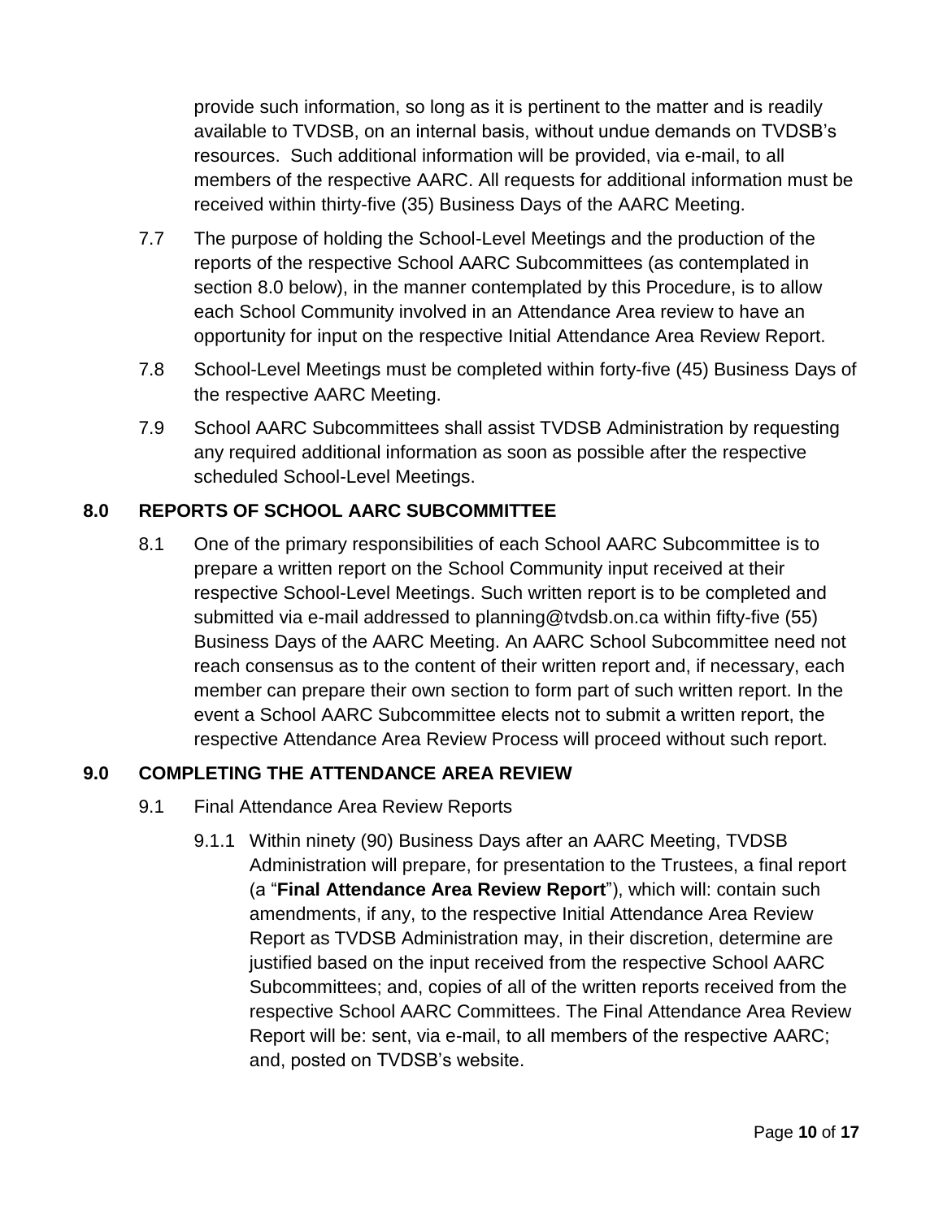provide such information, so long as it is pertinent to the matter and is readily available to TVDSB, on an internal basis, without undue demands on TVDSB's resources. Such additional information will be provided, via e-mail, to all members of the respective AARC. All requests for additional information must be received within thirty-five (35) Business Days of the AARC Meeting.

7.7 The purpose of holding the School-Level Meetings and the production of the reports of the respective School AARC Subcommittees (as contemplated in section 8.0 below), in the manner contemplated by this Procedure, is to allow each School Community involved in an Attendance Area review to have an opportunity for input on the respective Initial Attendance Area Review Report.

7.8 School-Level Meetings must be completed within forty-five (45) Business Days of the respective AARC Meeting.

7.9 School AARC Subcommittees shall assist TVDSB Administration by requesting any required additional information as soon as possible after the respective scheduled School-Level Meetings.

## 8.0 REPORTS OF SCHOOL AARC SUBCOMMITTEE

8.1 One of the primary responsibilities of each School AARC Subcommittee is to prepare a written report on the School Community input received at their respective School-Level Meetings. Such written report is to be completed and submitted via e-mail addressed to planning@tvdsb.on.ca within fifty-five (55) Business Days of the AARC Meeting. An AARC School Subcommittee need not reach consensus as to the content of their written report and, if necessary, each member can prepare their own section to form part of such written report. In the event a School AARC Subcommittee elects not to submit a written report, the respective Attendance Area Review Process will proceed without such report.

## 9.0 COMPLETING THE ATTENDANCE AREA REVIEW

9.1 Final Attendance Area Review Reports

9.1.1 Within ninety (90) Business Days after an AARC Meeting, TVDSB Administration will prepare, for presentation to the Trustees, a final report (a "**Final Attendance Area Review Report**"), which will: contain such amendments, if any, to the respective Initial Attendance Area Review Report as TVDSB Administration may, in their discretion, determine are justified based on the input received from the respective School AARC Subcommittees; and, copies of all of the written reports received from the respective School AARC Committees. The Final Attendance Area Review Report will be: sent, via e-mail, to all members of the respective AARC; and, posted on TVDSB's website.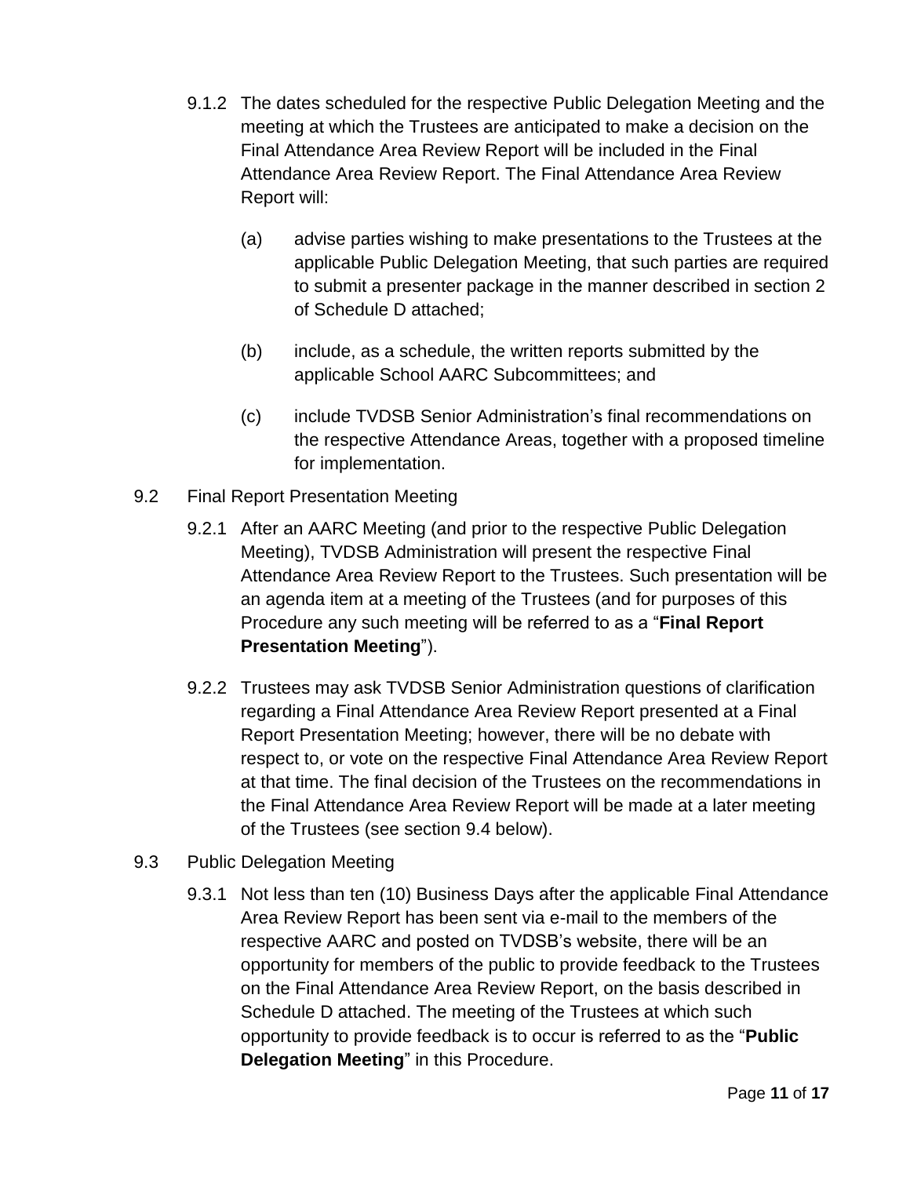9.1.2 The dates scheduled for the respective Public Delegation Meeting and the meeting at which the Trustees are anticipated to make a decision on the Final Attendance Area Review Report will be included in the Final Attendance Area Review Report. The Final Attendance Area Review Report will:

(a) advise parties wishing to make presentations to the Trustees at the applicable Public Delegation Meeting, that such parties are required to submit a presenter package in the manner described in section 2 of Schedule D attached;

(b) include, as a schedule, the written reports submitted by the applicable School AARC Subcommittees; and

(c) include TVDSB Senior Administration's final recommendations on the respective Attendance Areas, together with a proposed timeline for implementation.

9.2 Final Report Presentation Meeting

9.2.1 After an AARC Meeting (and prior to the respective Public Delegation Meeting), TVDSB Administration will present the respective Final Attendance Area Review Report to the Trustees. Such presentation will be an agenda item at a meeting of the Trustees (and for purposes of this Procedure any such meeting will be referred to as a "**Final Report Presentation Meeting**").

9.2.2 Trustees may ask TVDSB Senior Administration questions of clarification regarding a Final Attendance Area Review Report presented at a Final Report Presentation Meeting; however, there will be no debate with respect to, or vote on the respective Final Attendance Area Review Report at that time. The final decision of the Trustees on the recommendations in the Final Attendance Area Review Report will be made at a later meeting of the Trustees (see section 9.4 below).

9.3 Public Delegation Meeting

9.3.1 Not less than ten (10) Business Days after the applicable Final Attendance Area Review Report has been sent via e-mail to the members of the respective AARC and posted on TVDSB's website, there will be an opportunity for members of the public to provide feedback to the Trustees on the Final Attendance Area Review Report, on the basis described in Schedule D attached. The meeting of the Trustees at which such opportunity to provide feedback is to occur is referred to as the "**Public Delegation Meeting**" in this Procedure.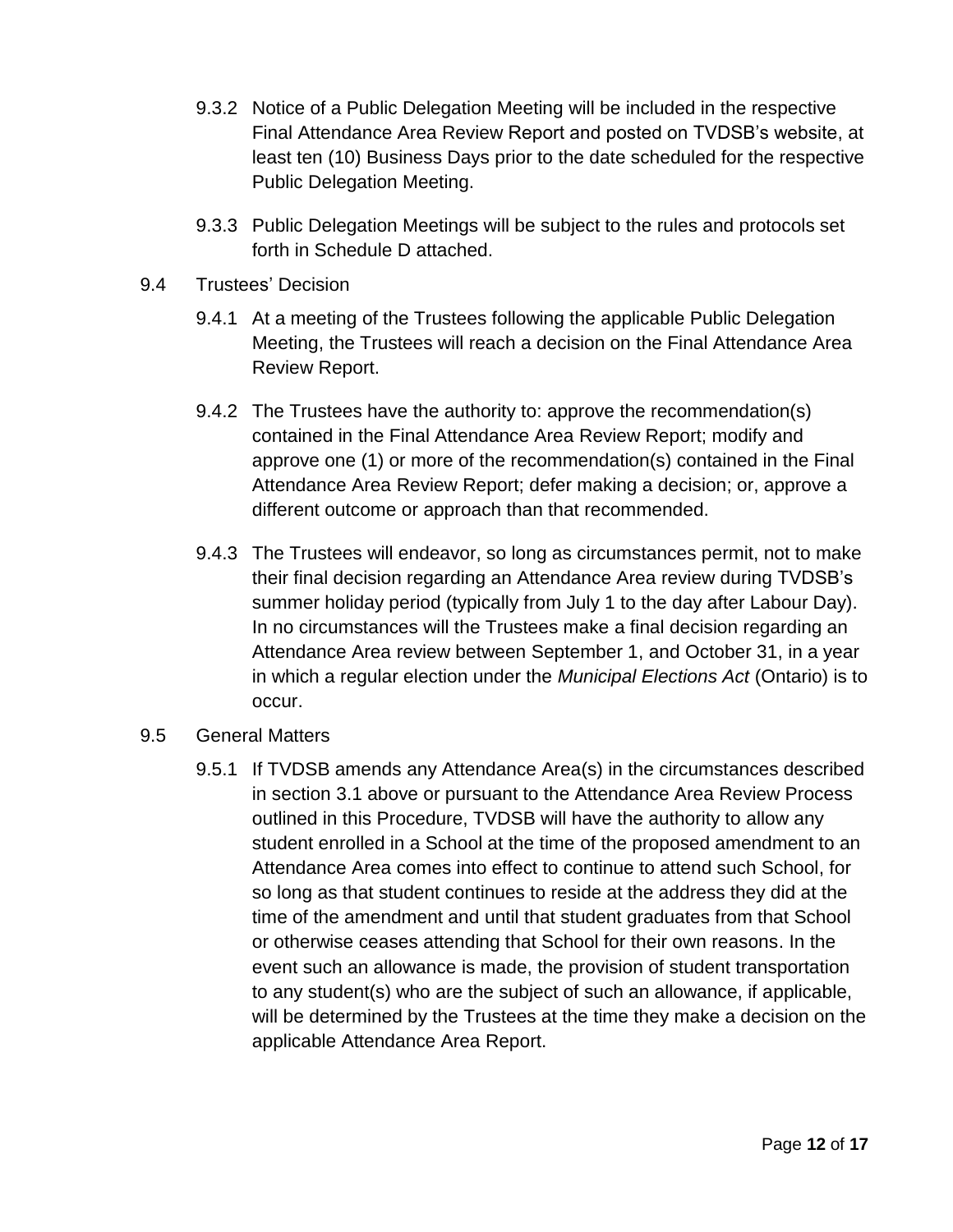9.3.2 Notice of a Public Delegation Meeting will be included in the respective Final Attendance Area Review Report and posted on TVDSB's website, at least ten (10) Business Days prior to the date scheduled for the respective Public Delegation Meeting.

9.3.3 Public Delegation Meetings will be subject to the rules and protocols set forth in Schedule D attached.

9.4 Trustees' Decision

9.4.1 At a meeting of the Trustees following the applicable Public Delegation Meeting, the Trustees will reach a decision on the Final Attendance Area Review Report.

9.4.2 The Trustees have the authority to: approve the recommendation(s) contained in the Final Attendance Area Review Report; modify and approve one (1) or more of the recommendation(s) contained in the Final Attendance Area Review Report; defer making a decision; or, approve a different outcome or approach than that recommended.

9.4.3 The Trustees will endeavor, so long as circumstances permit, not to make their final decision regarding an Attendance Area review during TVDSB's summer holiday period (typically from July 1 to the day after Labour Day). In no circumstances will the Trustees make a final decision regarding an Attendance Area review between September 1, and October 31, in a year in which a regular election under the *Municipal Elections Act* (Ontario) is to occur.

9.5 General Matters

9.5.1 If TVDSB amends any Attendance Area(s) in the circumstances described in section 3.1 above or pursuant to the Attendance Area Review Process outlined in this Procedure, TVDSB will have the authority to allow any student enrolled in a School at the time of the proposed amendment to an Attendance Area comes into effect to continue to attend such School, for so long as that student continues to reside at the address they did at the time of the amendment and until that student graduates from that School or otherwise ceases attending that School for their own reasons. In the event such an allowance is made, the provision of student transportation to any student(s) who are the subject of such an allowance, if applicable, will be determined by the Trustees at the time they make a decision on the applicable Attendance Area Report.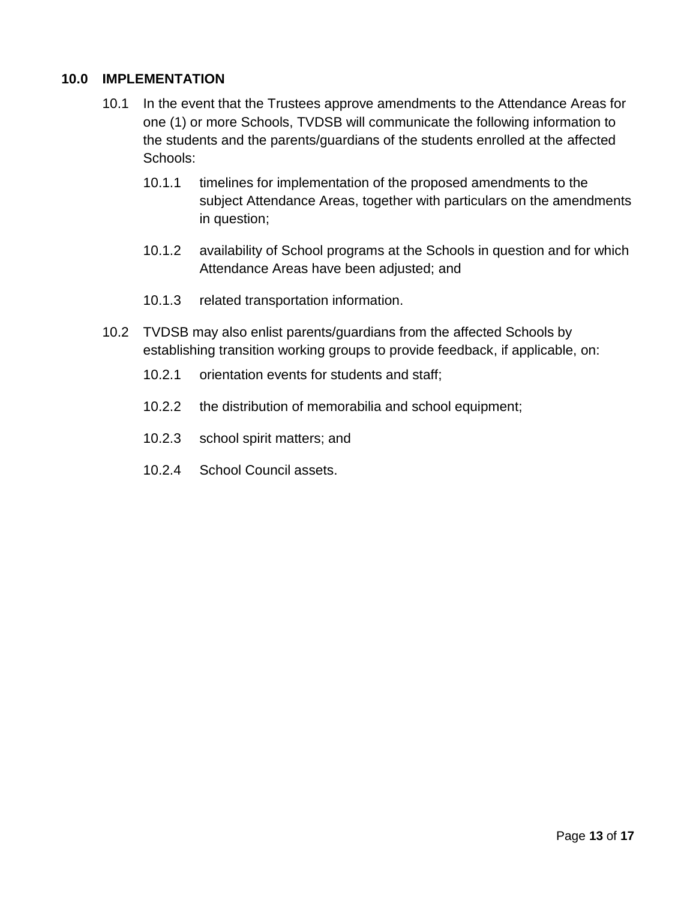## 10.0 IMPLEMENTATION

10.1 In the event that the Trustees approve amendments to the Attendance Areas for one (1) or more Schools, TVDSB will communicate the following information to the students and the parents/guardians of the students enrolled at the affected Schools:

10.1.1 timelines for implementation of the proposed amendments to the subject Attendance Areas, together with particulars on the amendments in question;

10.1.2 availability of School programs at the Schools in question and for which Attendance Areas have been adjusted; and

10.1.3 related transportation information.

10.2 TVDSB may also enlist parents/guardians from the affected Schools by establishing transition working groups to provide feedback, if applicable, on:

10.2.1 orientation events for students and staff;

10.2.2 the distribution of memorabilia and school equipment;

10.2.3 school spirit matters; and

10.2.4 School Council assets.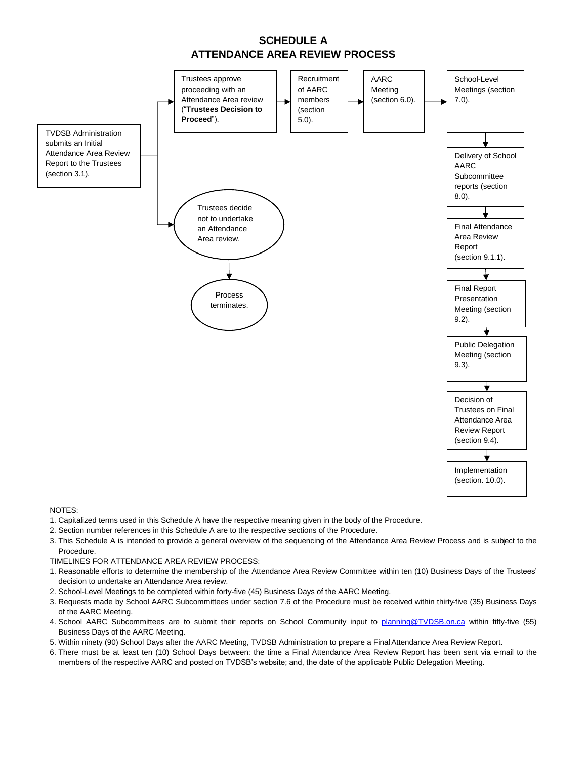# SCHEDULE A
# ATTENDANCE AREA REVIEW PROCESS

TVDSB Administration submits an Initial Attendance Area Review Report to the Trustees (section 3.1).

Trustees approve proceeding with an Attendance Area review ("**Trustees Decision to Proceed**").

Recruitment of AARC members (section 5.0).

AARC Meeting (section 6.0).

School-Level Meetings (section 7.0).

Delivery of School AARC Subcommittee reports (section 8.0).

Final Attendance Area Review Report (section 9.1.1).

Final Report Presentation Meeting (section 9.2).

Public Delegation Meeting (section 9.3).

Decision of Trustees on Final Attendance Area Review Report (section 9.4).

Implementation (section. 10.0).

Trustees decide not to undertake an Attendance Area review.

Process terminates.

NOTES:

1. Capitalized terms used in this Schedule A have the respective meaning given in the body of the Procedure.
2. Section number references in this Schedule A are to the respective sections of the Procedure.
3. This Schedule A is intended to provide a general overview of the sequencing of the Attendance Area Review Process and is subject to the Procedure.

TIMELINES FOR ATTENDANCE AREA REVIEW PROCESS:

1. Reasonable efforts to determine the membership of the Attendance Area Review Committee within ten (10) Business Days of the Trustees' decision to undertake an Attendance Area review.
2. School-Level Meetings to be completed within forty-five (45) Business Days of the AARC Meeting.
3. Requests made by School AARC Subcommittees under section 7.6 of the Procedure must be received within thirty-five (35) Business Days of the AARC Meeting.
4. School AARC Subcommittees are to submit their reports on School Community input to planning@TVDSB.on.ca within fifty-five (55) Business Days of the AARC Meeting.
5. Within ninety (90) School Days after the AARC Meeting, TVDSB Administration to prepare a Final Attendance Area Review Report.
6. There must be at least ten (10) School Days between: the time a Final Attendance Area Review Report has been sent via e-mail to the members of the respective AARC and posted on TVDSB's website; and, the date of the applicable Public Delegation Meeting.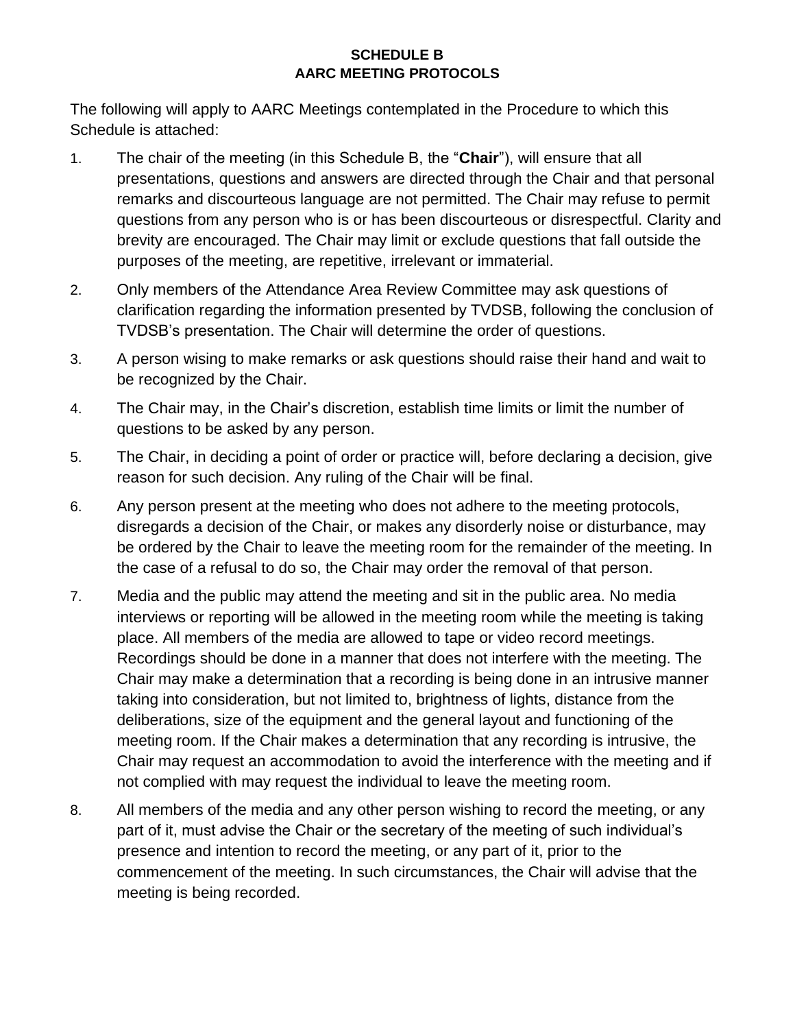# SCHEDULE B
# AARC MEETING PROTOCOLS

The following will apply to AARC Meetings contemplated in the Procedure to which this Schedule is attached:

1. The chair of the meeting (in this Schedule B, the "**Chair**"), will ensure that all presentations, questions and answers are directed through the Chair and that personal remarks and discourteous language are not permitted. The Chair may refuse to permit questions from any person who is or has been discourteous or disrespectful. Clarity and brevity are encouraged. The Chair may limit or exclude questions that fall outside the purposes of the meeting, are repetitive, irrelevant or immaterial.
2. Only members of the Attendance Area Review Committee may ask questions of clarification regarding the information presented by TVDSB, following the conclusion of TVDSB's presentation. The Chair will determine the order of questions.
3. A person wising to make remarks or ask questions should raise their hand and wait to be recognized by the Chair.
4. The Chair may, in the Chair's discretion, establish time limits or limit the number of questions to be asked by any person.
5. The Chair, in deciding a point of order or practice will, before declaring a decision, give reason for such decision. Any ruling of the Chair will be final.
6. Any person present at the meeting who does not adhere to the meeting protocols, disregards a decision of the Chair, or makes any disorderly noise or disturbance, may be ordered by the Chair to leave the meeting room for the remainder of the meeting. In the case of a refusal to do so, the Chair may order the removal of that person.
7. Media and the public may attend the meeting and sit in the public area. No media interviews or reporting will be allowed in the meeting room while the meeting is taking place. All members of the media are allowed to tape or video record meetings. Recordings should be done in a manner that does not interfere with the meeting. The Chair may make a determination that a recording is being done in an intrusive manner taking into consideration, but not limited to, brightness of lights, distance from the deliberations, size of the equipment and the general layout and functioning of the meeting room. If the Chair makes a determination that any recording is intrusive, the Chair may request an accommodation to avoid the interference with the meeting and if not complied with may request the individual to leave the meeting room.
8. All members of the media and any other person wishing to record the meeting, or any part of it, must advise the Chair or the secretary of the meeting of such individual's presence and intention to record the meeting, or any part of it, prior to the commencement of the meeting. In such circumstances, the Chair will advise that the meeting is being recorded.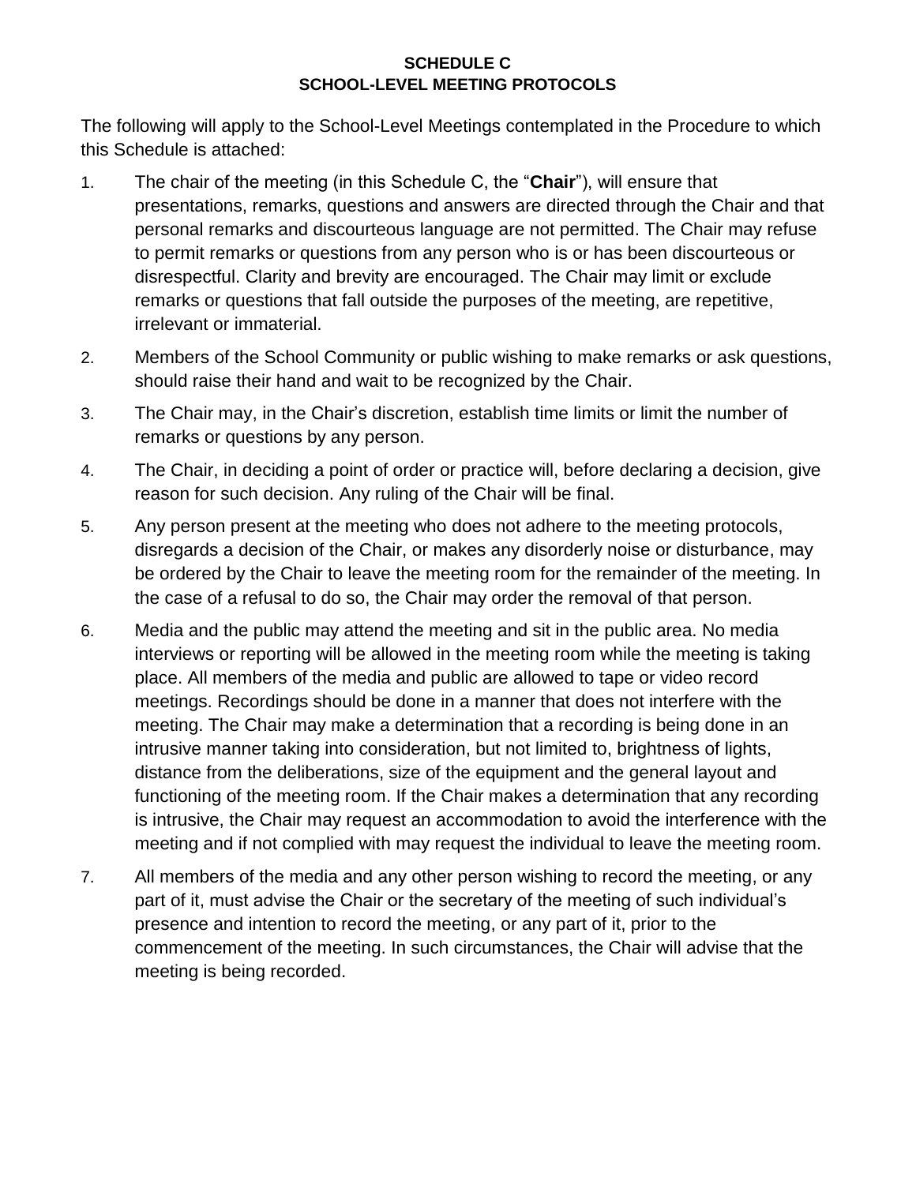# SCHEDULE C
# SCHOOL-LEVEL MEETING PROTOCOLS

The following will apply to the School-Level Meetings contemplated in the Procedure to which this Schedule is attached:

1. The chair of the meeting (in this Schedule C, the "**Chair**"), will ensure that presentations, remarks, questions and answers are directed through the Chair and that personal remarks and discourteous language are not permitted. The Chair may refuse to permit remarks or questions from any person who is or has been discourteous or disrespectful. Clarity and brevity are encouraged. The Chair may limit or exclude remarks or questions that fall outside the purposes of the meeting, are repetitive, irrelevant or immaterial.
2. Members of the School Community or public wishing to make remarks or ask questions, should raise their hand and wait to be recognized by the Chair.
3. The Chair may, in the Chair's discretion, establish time limits or limit the number of remarks or questions by any person.
4. The Chair, in deciding a point of order or practice will, before declaring a decision, give reason for such decision. Any ruling of the Chair will be final.
5. Any person present at the meeting who does not adhere to the meeting protocols, disregards a decision of the Chair, or makes any disorderly noise or disturbance, may be ordered by the Chair to leave the meeting room for the remainder of the meeting. In the case of a refusal to do so, the Chair may order the removal of that person.
6. Media and the public may attend the meeting and sit in the public area. No media interviews or reporting will be allowed in the meeting room while the meeting is taking place. All members of the media and public are allowed to tape or video record meetings. Recordings should be done in a manner that does not interfere with the meeting. The Chair may make a determination that a recording is being done in an intrusive manner taking into consideration, but not limited to, brightness of lights, distance from the deliberations, size of the equipment and the general layout and functioning of the meeting room. If the Chair makes a determination that any recording is intrusive, the Chair may request an accommodation to avoid the interference with the meeting and if not complied with may request the individual to leave the meeting room.
7. All members of the media and any other person wishing to record the meeting, or any part of it, must advise the Chair or the secretary of the meeting of such individual's presence and intention to record the meeting, or any part of it, prior to the commencement of the meeting. In such circumstances, the Chair will advise that the meeting is being recorded.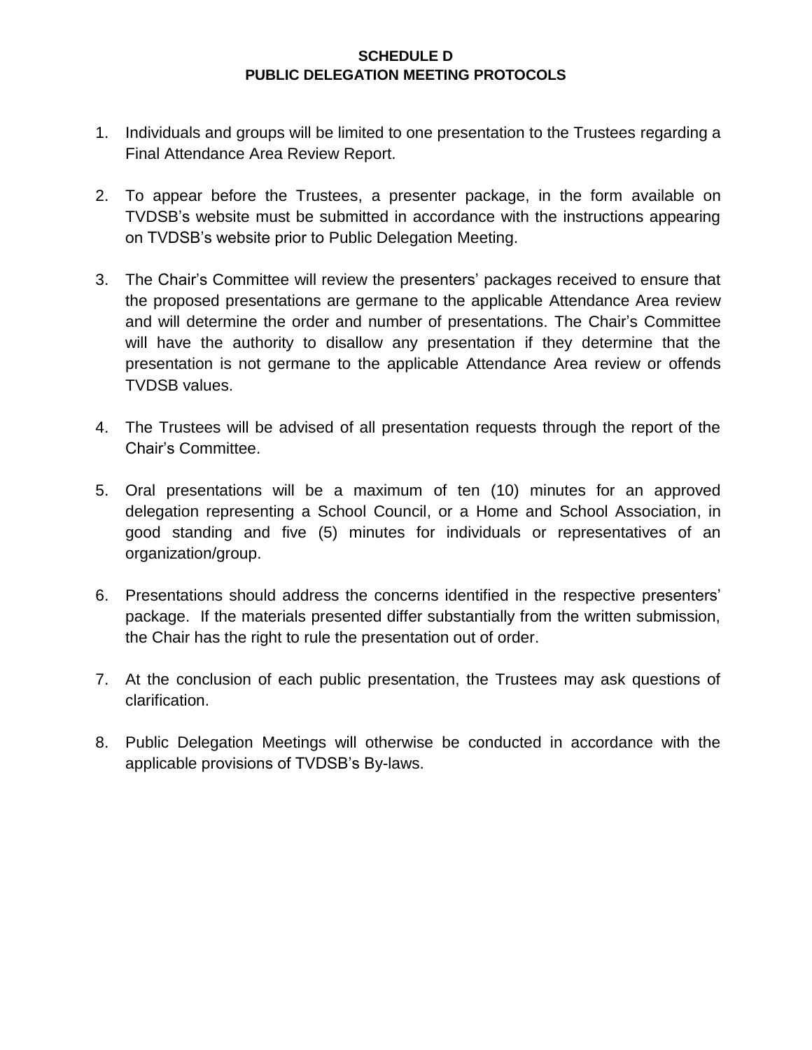# SCHEDULE D
# PUBLIC DELEGATION MEETING PROTOCOLS

1. Individuals and groups will be limited to one presentation to the Trustees regarding a Final Attendance Area Review Report.

2. To appear before the Trustees, a presenter package, in the form available on TVDSB's website must be submitted in accordance with the instructions appearing on TVDSB's website prior to Public Delegation Meeting.

3. The Chair's Committee will review the presenters' packages received to ensure that the proposed presentations are germane to the applicable Attendance Area review and will determine the order and number of presentations. The Chair's Committee will have the authority to disallow any presentation if they determine that the presentation is not germane to the applicable Attendance Area review or offends TVDSB values.

4. The Trustees will be advised of all presentation requests through the report of the Chair's Committee.

5. Oral presentations will be a maximum of ten (10) minutes for an approved delegation representing a School Council, or a Home and School Association, in good standing and five (5) minutes for individuals or representatives of an organization/group.

6. Presentations should address the concerns identified in the respective presenters' package. If the materials presented differ substantially from the written submission, the Chair has the right to rule the presentation out of order.

7. At the conclusion of each public presentation, the Trustees may ask questions of clarification.

8. Public Delegation Meetings will otherwise be conducted in accordance with the applicable provisions of TVDSB's By-laws.